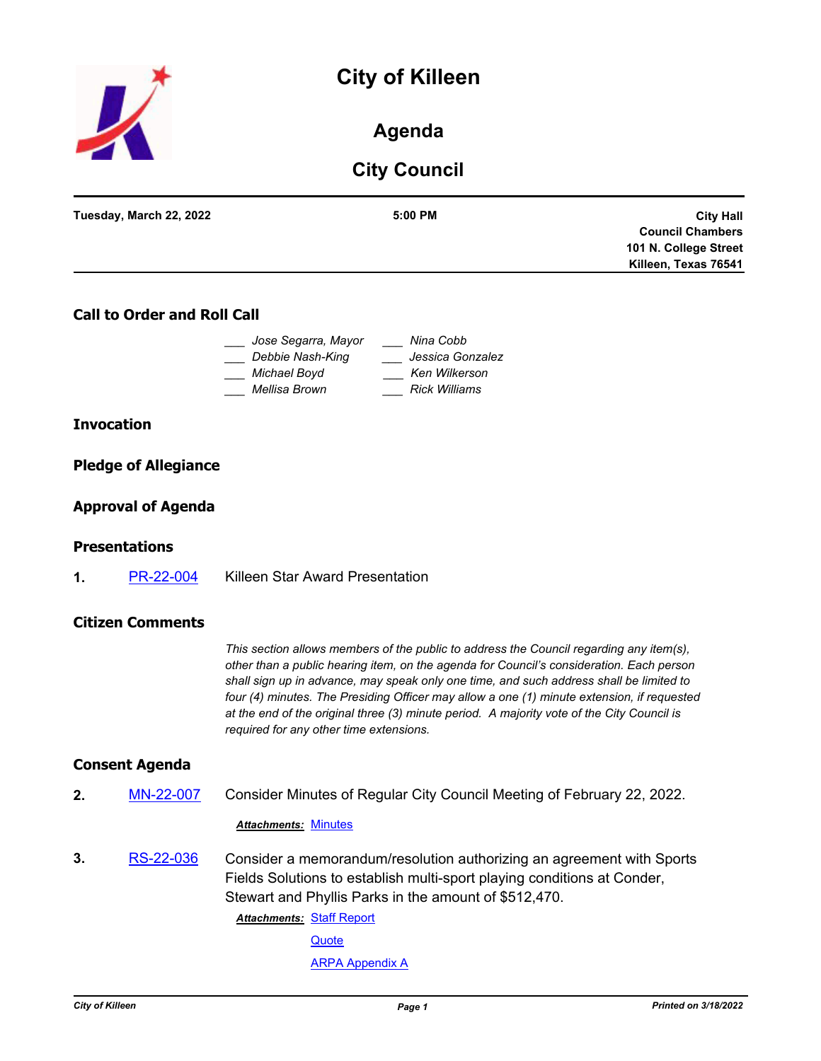# City of Killeen

## Agenda

## City Council

**Tuesday, March 22, 2022** **5:00 PM** **City Hall Council Chambers 101 N. College Street Killeen, Texas 76541**

### Call to Order and Roll Call

___ *Jose Segarra, Mayor* ___ *Nina Cobb*
___ *Debbie Nash-King* ___ *Jessica Gonzalez*
___ *Michael Boyd* ___ *Ken Wilkerson*
___ *Mellisa Brown* ___ *Rick Williams*

### Invocation

### Pledge of Allegiance

### Approval of Agenda

### Presentations

**1.** PR-22-004 Killeen Star Award Presentation

### Citizen Comments

*This section allows members of the public to address the Council regarding any item(s), other than a public hearing item, on the agenda for Council's consideration. Each person shall sign up in advance, may speak only one time, and such address shall be limited to four (4) minutes. The Presiding Officer may allow a one (1) minute extension, if requested at the end of the original three (3) minute period. A majority vote of the City Council is required for any other time extensions.*

### Consent Agenda

**2.** MN-22-007 Consider Minutes of Regular City Council Meeting of February 22, 2022.

***Attachments:*** Minutes

**3.** RS-22-036 Consider a memorandum/resolution authorizing an agreement with Sports Fields Solutions to establish multi-sport playing conditions at Conder, Stewart and Phyllis Parks in the amount of $512,470.

***Attachments:*** Staff Report
Quote
ARPA Appendix A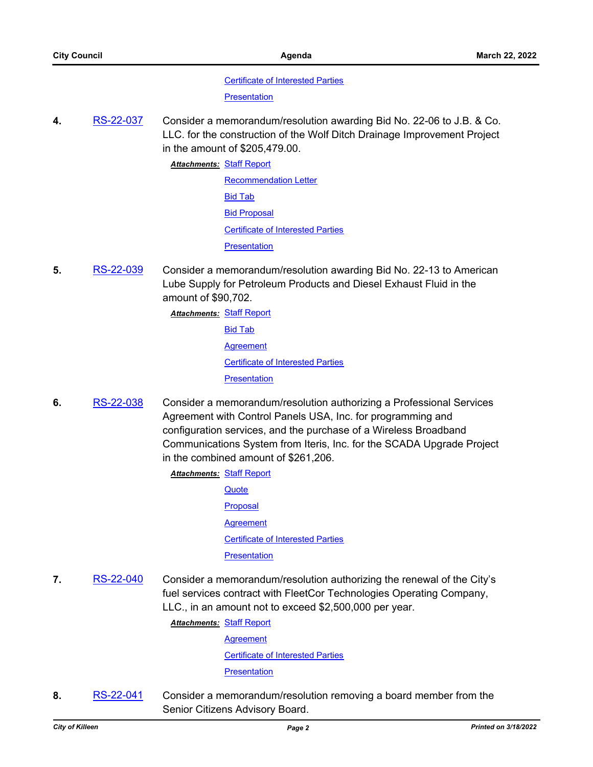Certificate of Interested Parties

Presentation

**4.** RS-22-037 Consider a memorandum/resolution awarding Bid No. 22-06 to J.B. & Co. LLC. for the construction of the Wolf Ditch Drainage Improvement Project in the amount of $205,479.00.

***Attachments:*** Staff Report

Recommendation Letter

Bid Tab

Bid Proposal

Certificate of Interested Parties

Presentation

**5.** RS-22-039 Consider a memorandum/resolution awarding Bid No. 22-13 to American Lube Supply for Petroleum Products and Diesel Exhaust Fluid in the amount of $90,702.

***Attachments:*** Staff Report

Bid Tab

Agreement

Certificate of Interested Parties

Presentation

**6.** RS-22-038 Consider a memorandum/resolution authorizing a Professional Services Agreement with Control Panels USA, Inc. for programming and configuration services, and the purchase of a Wireless Broadband Communications System from Iteris, Inc. for the SCADA Upgrade Project in the combined amount of $261,206.

***Attachments:*** Staff Report

Quote

Proposal

Agreement

Certificate of Interested Parties

Presentation

**7.** RS-22-040 Consider a memorandum/resolution authorizing the renewal of the City's fuel services contract with FleetCor Technologies Operating Company, LLC., in an amount not to exceed $2,500,000 per year.

***Attachments:*** Staff Report

Agreement

Certificate of Interested Parties

Presentation

**8.** RS-22-041 Consider a memorandum/resolution removing a board member from the Senior Citizens Advisory Board.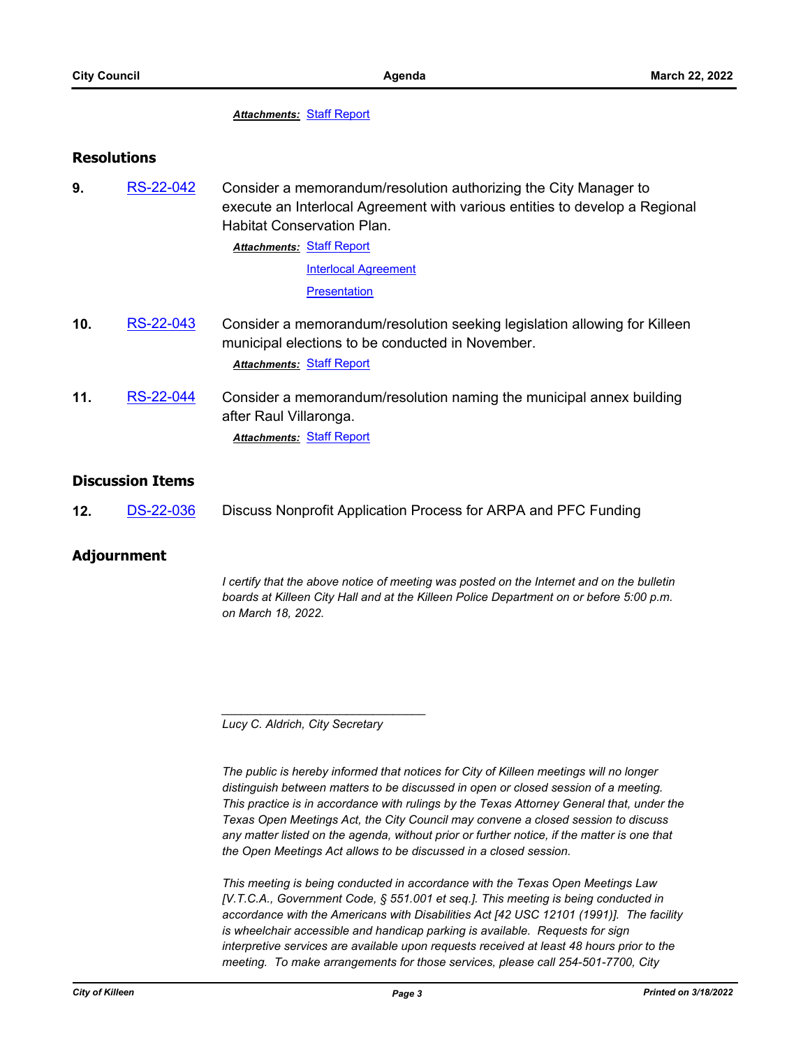***Attachments:*** Staff Report

## Resolutions

**9.** RS-22-042 Consider a memorandum/resolution authorizing the City Manager to execute an Interlocal Agreement with various entities to develop a Regional Habitat Conservation Plan.

***Attachments:*** Staff Report
Interlocal Agreement
Presentation

**10.** RS-22-043 Consider a memorandum/resolution seeking legislation allowing for Killeen municipal elections to be conducted in November.

***Attachments:*** Staff Report

**11.** RS-22-044 Consider a memorandum/resolution naming the municipal annex building after Raul Villaronga.

***Attachments:*** Staff Report

## Discussion Items

**12.** DS-22-036 Discuss Nonprofit Application Process for ARPA and PFC Funding

## Adjournment

*I certify that the above notice of meeting was posted on the Internet and on the bulletin boards at Killeen City Hall and at the Killeen Police Department on or before 5:00 p.m. on March 18, 2022.*

\_\_\_\_\_\_\_\_\_\_\_\_\_\_\_\_\_\_\_\_\_\_\_\_\_\_\_\_\_\_

*Lucy C. Aldrich, City Secretary*

*The public is hereby informed that notices for City of Killeen meetings will no longer distinguish between matters to be discussed in open or closed session of a meeting. This practice is in accordance with rulings by the Texas Attorney General that, under the Texas Open Meetings Act, the City Council may convene a closed session to discuss any matter listed on the agenda, without prior or further notice, if the matter is one that the Open Meetings Act allows to be discussed in a closed session.*

*This meeting is being conducted in accordance with the Texas Open Meetings Law [V.T.C.A., Government Code, § 551.001 et seq.]. This meeting is being conducted in accordance with the Americans with Disabilities Act [42 USC 12101 (1991)]. The facility is wheelchair accessible and handicap parking is available. Requests for sign interpretive services are available upon requests received at least 48 hours prior to the meeting. To make arrangements for those services, please call 254-501-7700, City*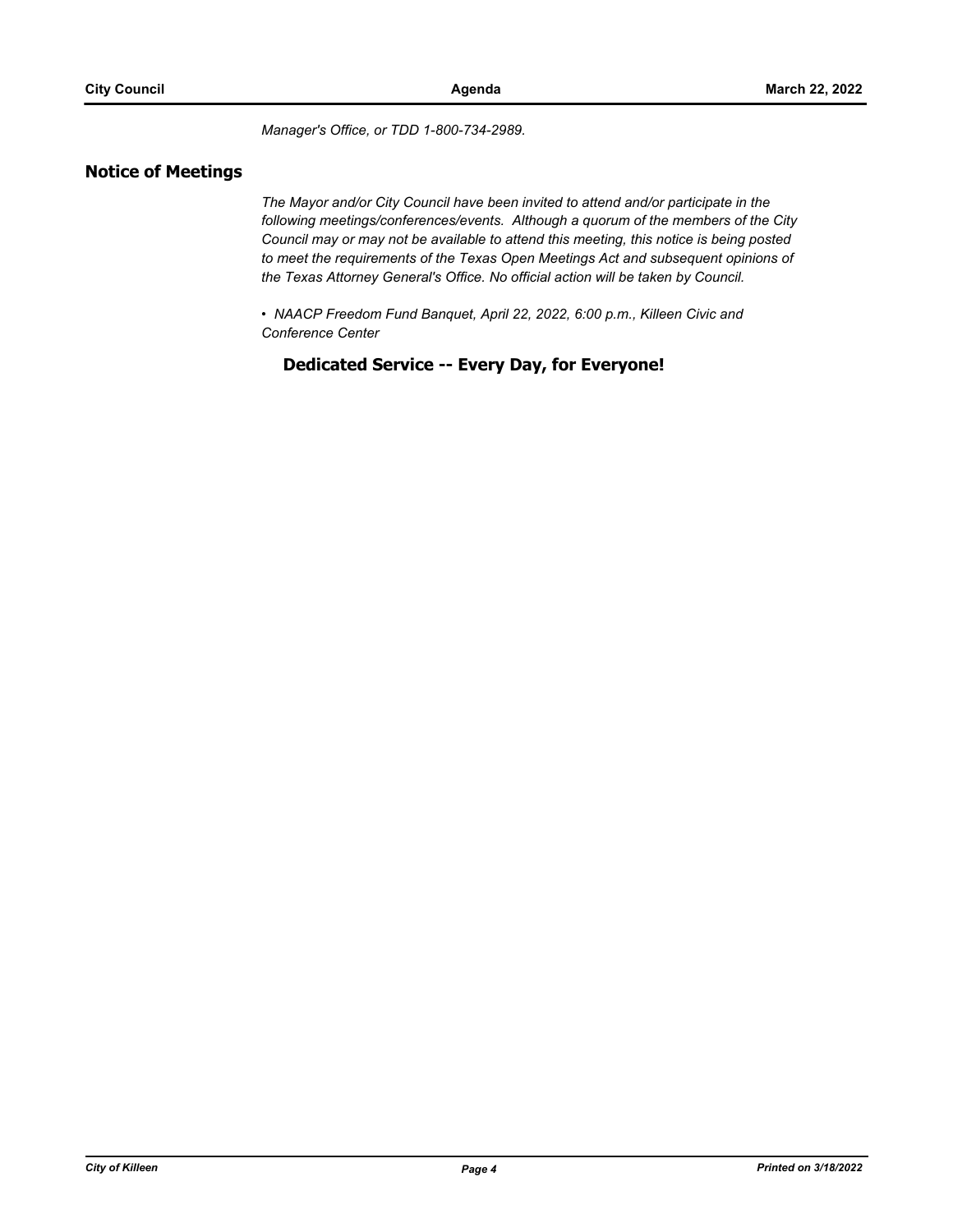*Manager's Office, or TDD 1-800-734-2989.*

## Notice of Meetings

*The Mayor and/or City Council have been invited to attend and/or participate in the following meetings/conferences/events. Although a quorum of the members of the City Council may or may not be available to attend this meeting, this notice is being posted to meet the requirements of the Texas Open Meetings Act and subsequent opinions of the Texas Attorney General's Office. No official action will be taken by Council.*

- *NAACP Freedom Fund Banquet, April 22, 2022, 6:00 p.m., Killeen Civic and Conference Center*

**Dedicated Service -- Every Day, for Everyone!**